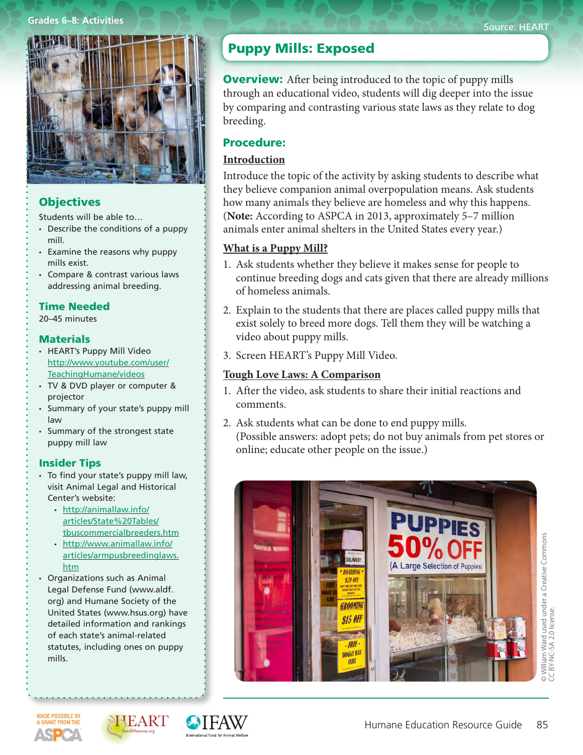# Puppy Mills: Exposed

**Overview:** After being introduced to the topic of puppy mills through an educational video, students will dig deeper into the issue by comparing and contrasting various state laws as they relate to dog breeding.

## Objectives

Students will be able to…

- Describe the conditions of a puppy mill.
- Examine the reasons why puppy mills exist.
- Compare & contrast various laws addressing animal breeding.

## Time Needed

20–45 minutes

## Materials

- HEART's Puppy Mill Video http://www.youtube.com/user/TeachingHumane/videos
- TV & DVD player or computer & projector
- Summary of your state's puppy mill law
- Summary of the strongest state puppy mill law

## Insider Tips

- To find your state's puppy mill law, visit Animal Legal and Historical Center's website:
  - http://animallaw.info/articles/State%20Tables/tbuscommercialbreeders.htm
  - http://www.animallaw.info/articles/armpusbreedinglaws.htm
- Organizations such as Animal Legal Defense Fund (www.aldf.org) and Humane Society of the United States (www.hsus.org) have detailed information and rankings of each state's animal-related statutes, including ones on puppy mills.

## Procedure:

### Introduction

Introduce the topic of the activity by asking students to describe what they believe companion animal overpopulation means. Ask students how many animals they believe are homeless and why this happens. (**Note:** According to ASPCA in 2013, approximately 5–7 million animals enter animal shelters in the United States every year.)

### What is a Puppy Mill?

1. Ask students whether they believe it makes sense for people to continue breeding dogs and cats given that there are already millions of homeless animals.
2. Explain to the students that there are places called puppy mills that exist solely to breed more dogs. Tell them they will be watching a video about puppy mills.
3. Screen HEART's Puppy Mill Video.

### Tough Love Laws: A Comparison

1. After the video, ask students to share their initial reactions and comments.
2. Ask students what can be done to end puppy mills. (Possible answers: adopt pets; do not buy animals from pet stores or online; educate other people on the issue.)

© William Ward used under a Creative Commons CC BY-NC-SA 2.0 license.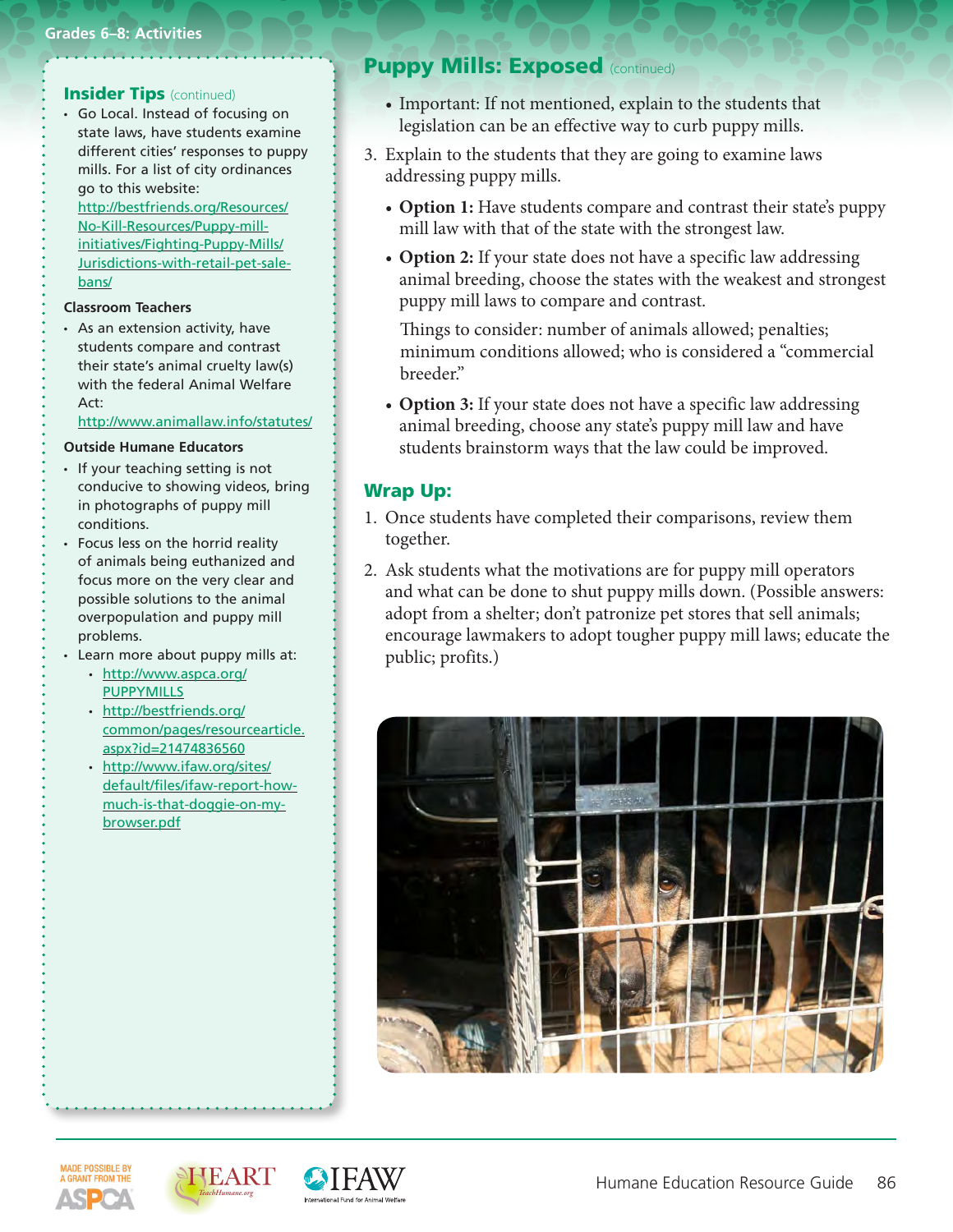## Insider Tips (continued)

- Go Local. Instead of focusing on state laws, have students examine different cities' responses to puppy mills. For a list of city ordinances go to this website: http://bestfriends.org/Resources/No-Kill-Resources/Puppy-mill-initiatives/Fighting-Puppy-Mills/Jurisdictions-with-retail-pet-sale-bans/

**Classroom Teachers**

- As an extension activity, have students compare and contrast their state's animal cruelty law(s) with the federal Animal Welfare Act: http://www.animallaw.info/statutes/

**Outside Humane Educators**

- If your teaching setting is not conducive to showing videos, bring in photographs of puppy mill conditions.
- Focus less on the horrid reality of animals being euthanized and focus more on the very clear and possible solutions to the animal overpopulation and puppy mill problems.
- Learn more about puppy mills at:
  - http://www.aspca.org/PUPPYMILLS
  - http://bestfriends.org/common/pages/resourcearticle.aspx?id=21474836560
  - http://www.ifaw.org/sites/default/files/ifaw-report-how-much-is-that-doggie-on-my-browser.pdf

## Puppy Mills: Exposed (continued)

- Important: If not mentioned, explain to the students that legislation can be an effective way to curb puppy mills.

3. Explain to the students that they are going to examine laws addressing puppy mills.
   - **Option 1:** Have students compare and contrast their state's puppy mill law with that of the state with the strongest law.
   - **Option 2:** If your state does not have a specific law addressing animal breeding, choose the states with the weakest and strongest puppy mill laws to compare and contrast.

     Things to consider: number of animals allowed; penalties; minimum conditions allowed; who is considered a "commercial breeder."
   - **Option 3:** If your state does not have a specific law addressing animal breeding, choose any state's puppy mill law and have students brainstorm ways that the law could be improved.

## Wrap Up:

1. Once students have completed their comparisons, review them together.
2. Ask students what the motivations are for puppy mill operators and what can be done to shut puppy mills down. (Possible answers: adopt from a shelter; don't patronize pet stores that sell animals; encourage lawmakers to adopt tougher puppy mill laws; educate the public; profits.)